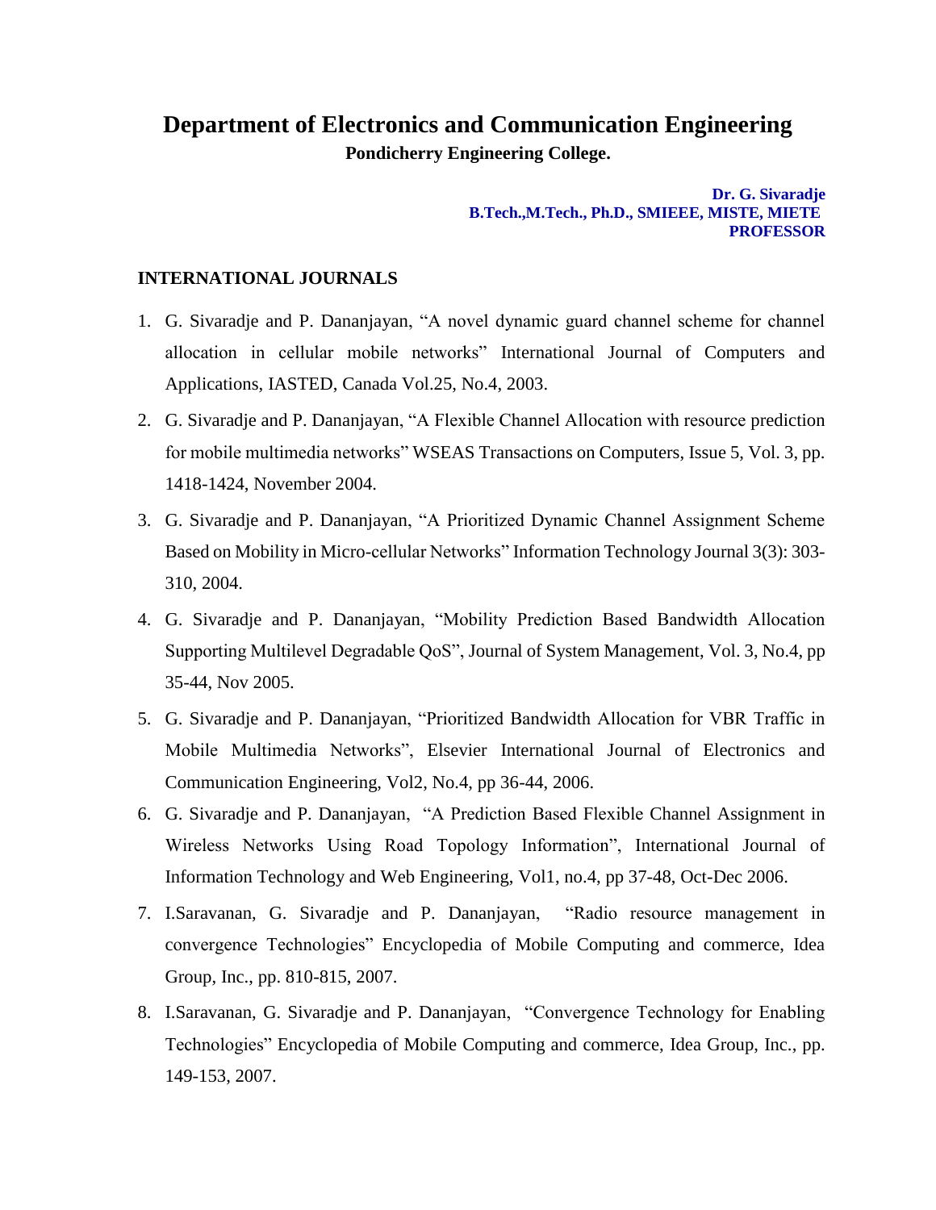# Department of Electronics and Communication Engineering

**Pondicherry Engineering College.**

**Dr. G. Sivaradje**
**B.Tech.,M.Tech., Ph.D., SMIEEE, MISTE, MIETE**
**PROFESSOR**

## INTERNATIONAL JOURNALS

1. G. Sivaradje and P. Dananjayan, "A novel dynamic guard channel scheme for channel allocation in cellular mobile networks" International Journal of Computers and Applications, IASTED, Canada Vol.25, No.4, 2003.
2. G. Sivaradje and P. Dananjayan, "A Flexible Channel Allocation with resource prediction for mobile multimedia networks" WSEAS Transactions on Computers, Issue 5, Vol. 3, pp. 1418-1424, November 2004.
3. G. Sivaradje and P. Dananjayan, "A Prioritized Dynamic Channel Assignment Scheme Based on Mobility in Micro-cellular Networks" Information Technology Journal 3(3): 303-310, 2004.
4. G. Sivaradje and P. Dananjayan, "Mobility Prediction Based Bandwidth Allocation Supporting Multilevel Degradable QoS", Journal of System Management, Vol. 3, No.4, pp 35-44, Nov 2005.
5. G. Sivaradje and P. Dananjayan, "Prioritized Bandwidth Allocation for VBR Traffic in Mobile Multimedia Networks", Elsevier International Journal of Electronics and Communication Engineering, Vol2, No.4, pp 36-44, 2006.
6. G. Sivaradje and P. Dananjayan, "A Prediction Based Flexible Channel Assignment in Wireless Networks Using Road Topology Information", International Journal of Information Technology and Web Engineering, Vol1, no.4, pp 37-48, Oct-Dec 2006.
7. I.Saravanan, G. Sivaradje and P. Dananjayan, "Radio resource management in convergence Technologies" Encyclopedia of Mobile Computing and commerce, Idea Group, Inc., pp. 810-815, 2007.
8. I.Saravanan, G. Sivaradje and P. Dananjayan, "Convergence Technology for Enabling Technologies" Encyclopedia of Mobile Computing and commerce, Idea Group, Inc., pp. 149-153, 2007.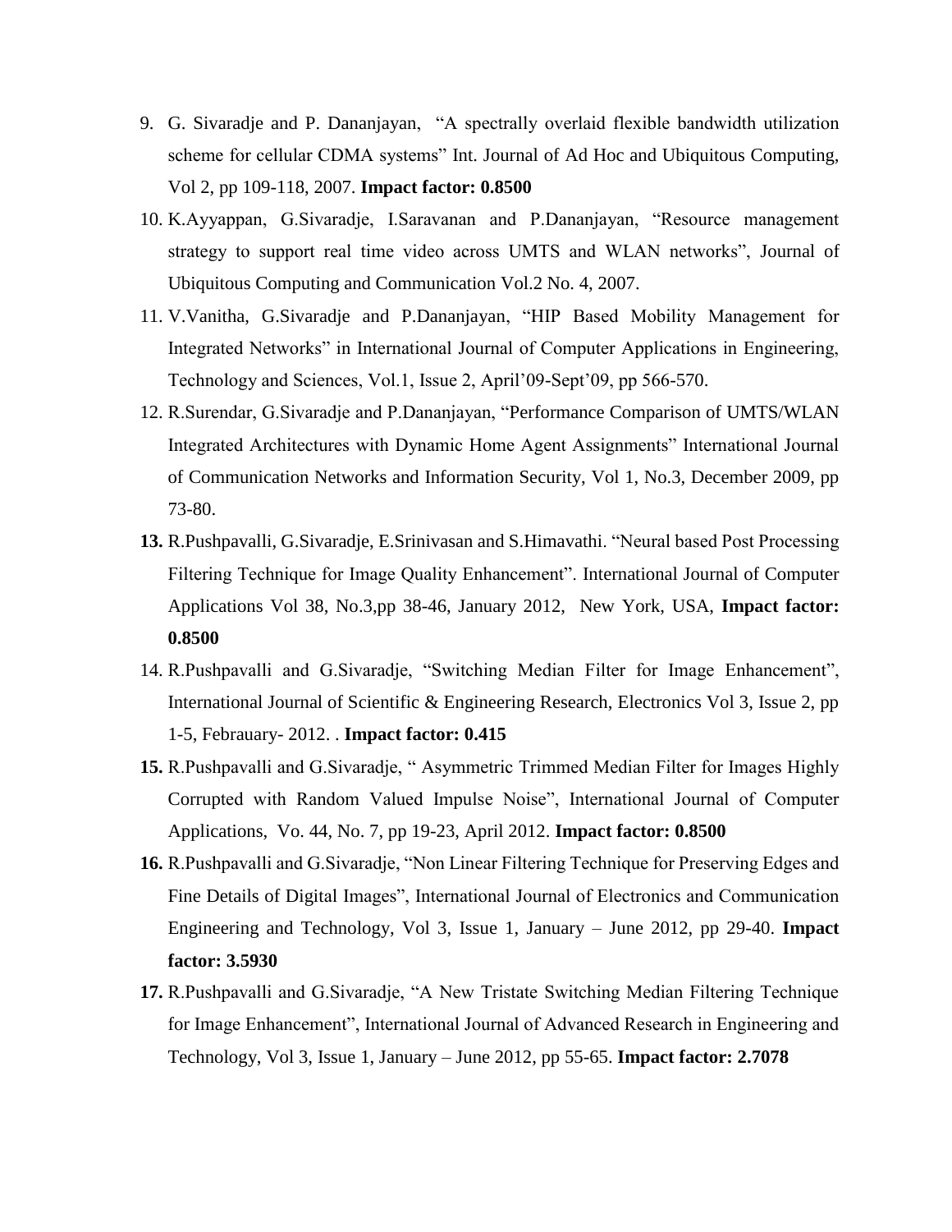9. G. Sivaradje and P. Dananjayan, "A spectrally overlaid flexible bandwidth utilization scheme for cellular CDMA systems" Int. Journal of Ad Hoc and Ubiquitous Computing, Vol 2, pp 109-118, 2007. **Impact factor: 0.8500**
10. K.Ayyappan, G.Sivaradje, I.Saravanan and P.Dananjayan, "Resource management strategy to support real time video across UMTS and WLAN networks", Journal of Ubiquitous Computing and Communication Vol.2 No. 4, 2007.
11. V.Vanitha, G.Sivaradje and P.Dananjayan, "HIP Based Mobility Management for Integrated Networks" in International Journal of Computer Applications in Engineering, Technology and Sciences, Vol.1, Issue 2, April'09-Sept'09, pp 566-570.
12. R.Surendar, G.Sivaradje and P.Dananjayan, "Performance Comparison of UMTS/WLAN Integrated Architectures with Dynamic Home Agent Assignments" International Journal of Communication Networks and Information Security, Vol 1, No.3, December 2009, pp 73-80.
13. R.Pushpavalli, G.Sivaradje, E.Srinivasan and S.Himavathi. "Neural based Post Processing Filtering Technique for Image Quality Enhancement". International Journal of Computer Applications Vol 38, No.3,pp 38-46, January 2012, New York, USA, **Impact factor: 0.8500**
14. R.Pushpavalli and G.Sivaradje, "Switching Median Filter for Image Enhancement", International Journal of Scientific & Engineering Research, Electronics Vol 3, Issue 2, pp 1-5, Febrauary- 2012. . **Impact factor: 0.415**
15. R.Pushpavalli and G.Sivaradje, " Asymmetric Trimmed Median Filter for Images Highly Corrupted with Random Valued Impulse Noise", International Journal of Computer Applications, Vo. 44, No. 7, pp 19-23, April 2012. **Impact factor: 0.8500**
16. R.Pushpavalli and G.Sivaradje, "Non Linear Filtering Technique for Preserving Edges and Fine Details of Digital Images", International Journal of Electronics and Communication Engineering and Technology, Vol 3, Issue 1, January – June 2012, pp 29-40. **Impact factor: 3.5930**
17. R.Pushpavalli and G.Sivaradje, "A New Tristate Switching Median Filtering Technique for Image Enhancement", International Journal of Advanced Research in Engineering and Technology, Vol 3, Issue 1, January – June 2012, pp 55-65. **Impact factor: 2.7078**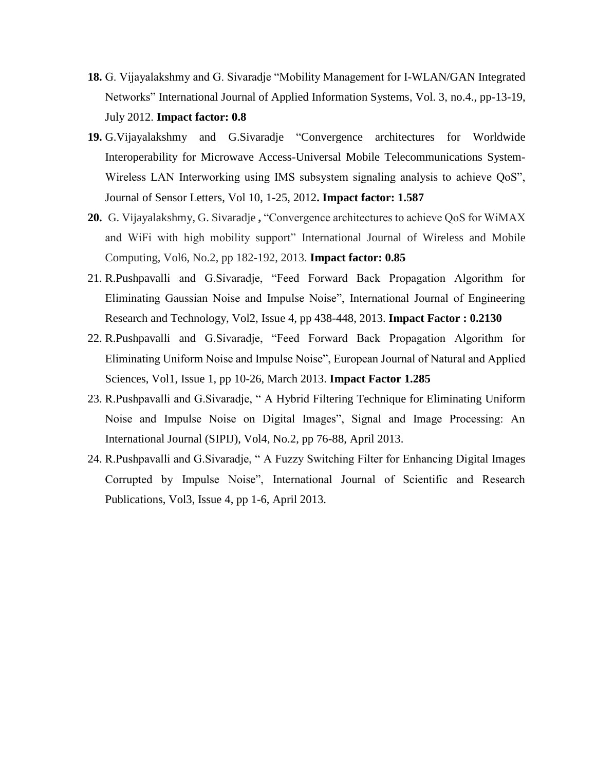**18.** G. Vijayalakshmy and G. Sivaradje "Mobility Management for I-WLAN/GAN Integrated Networks" International Journal of Applied Information Systems, Vol. 3, no.4., pp-13-19, July 2012. **Impact factor: 0.8**

**19.** G.Vijayalakshmy and G.Sivaradje "Convergence architectures for Worldwide Interoperability for Microwave Access-Universal Mobile Telecommunications System-Wireless LAN Interworking using IMS subsystem signaling analysis to achieve QoS", Journal of Sensor Letters, Vol 10, 1-25, 2012**. Impact factor: 1.587**

**20.** G. Vijayalakshmy, G. Sivaradje **,** "Convergence architectures to achieve QoS for WiMAX and WiFi with high mobility support" International Journal of Wireless and Mobile Computing, Vol6, No.2, pp 182-192, 2013. **Impact factor: 0.85**

21. R.Pushpavalli and G.Sivaradje, "Feed Forward Back Propagation Algorithm for Eliminating Gaussian Noise and Impulse Noise", International Journal of Engineering Research and Technology, Vol2, Issue 4, pp 438-448, 2013. **Impact Factor : 0.2130**

22. R.Pushpavalli and G.Sivaradje, "Feed Forward Back Propagation Algorithm for Eliminating Uniform Noise and Impulse Noise", European Journal of Natural and Applied Sciences, Vol1, Issue 1, pp 10-26, March 2013. **Impact Factor 1.285**

23. R.Pushpavalli and G.Sivaradje, " A Hybrid Filtering Technique for Eliminating Uniform Noise and Impulse Noise on Digital Images", Signal and Image Processing: An International Journal (SIPIJ), Vol4, No.2, pp 76-88, April 2013.

24. R.Pushpavalli and G.Sivaradje, " A Fuzzy Switching Filter for Enhancing Digital Images Corrupted by Impulse Noise", International Journal of Scientific and Research Publications, Vol3, Issue 4, pp 1-6, April 2013.